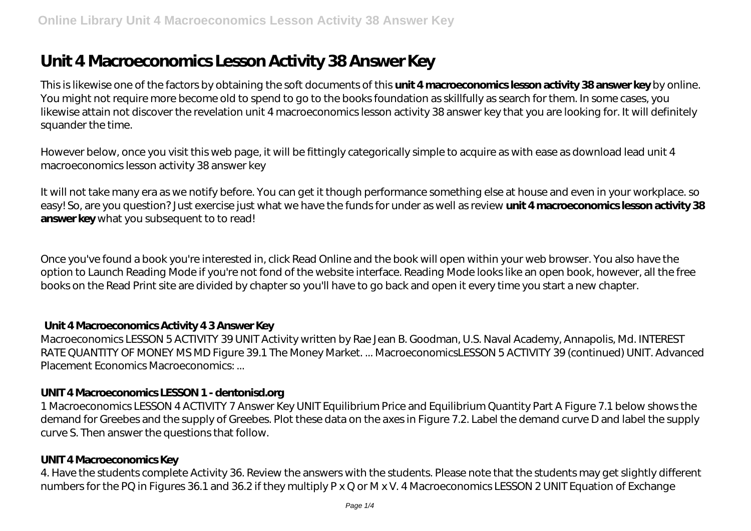# Unit 4 Macroeconomics Lesson Activity 38 Answer Key

This is likewise one of the factors by obtaining the soft documents of this **unit 4 macroeconomics lesson activity 38 answer key** by online. You might not require more become old to spend to go to the books foundation as skillfully as search for them. In some cases, you likewise attain not discover the revelation unit 4 macroeconomics lesson activity 38 answer key that you are looking for. It will definitely squander the time.

However below, once you visit this web page, it will be fittingly categorically simple to acquire as with ease as download lead unit 4 macroeconomics lesson activity 38 answer key

It will not take many era as we notify before. You can get it though performance something else at house and even in your workplace. so easy! So, are you question? Just exercise just what we have the funds for under as well as review **unit 4 macroeconomics lesson activity 38 answer key** what you subsequent to to read!

Once you've found a book you're interested in, click Read Online and the book will open within your web browser. You also have the option to Launch Reading Mode if you're not fond of the website interface. Reading Mode looks like an open book, however, all the free books on the Read Print site are divided by chapter so you'll have to go back and open it every time you start a new chapter.

## Unit 4 Macroeconomics Activity 4 3 Answer Key

Macroeconomics LESSON 5 ACTIVITY 39 UNIT Activity written by Rae Jean B. Goodman, U.S. Naval Academy, Annapolis, Md. INTEREST RATE QUANTITY OF MONEY MS MD Figure 39.1 The Money Market. ... MacroeconomicsLESSON 5 ACTIVITY 39 (continued) UNIT. Advanced Placement Economics Macroeconomics: ...

## UNIT 4 Macroeconomics LESSON 1 - dentonisd.org

1 Macroeconomics LESSON 4 ACTIVITY 7 Answer Key UNIT Equilibrium Price and Equilibrium Quantity Part A Figure 7.1 below shows the demand for Greebes and the supply of Greebes. Plot these data on the axes in Figure 7.2. Label the demand curve D and label the supply curve S. Then answer the questions that follow.

## UNIT 4 Macroeconomics Key

4. Have the students complete Activity 36. Review the answers with the students. Please note that the students may get slightly different numbers for the PQ in Figures 36.1 and 36.2 if they multiply P x Q or M x V. 4 Macroeconomics LESSON 2 UNIT Equation of Exchange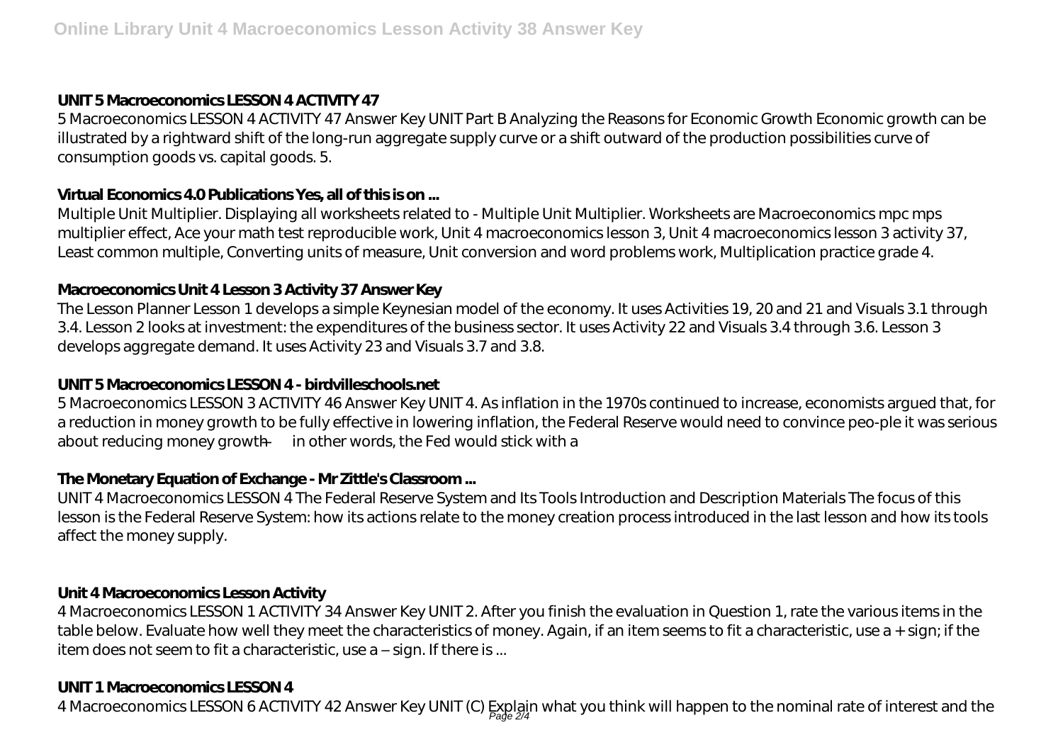### UNIT 5 Macroeconomics LESSON 4 ACTIVITY 47

5 Macroeconomics LESSON 4 ACTIVITY 47 Answer Key UNIT Part B Analyzing the Reasons for Economic Growth Economic growth can be illustrated by a rightward shift of the long-run aggregate supply curve or a shift outward of the production possibilities curve of consumption goods vs. capital goods. 5.

### Virtual Economics 4.0 Publications Yes, all of this is on ...

Multiple Unit Multiplier. Displaying all worksheets related to - Multiple Unit Multiplier. Worksheets are Macroeconomics mpc mps multiplier effect, Ace your math test reproducible work, Unit 4 macroeconomics lesson 3, Unit 4 macroeconomics lesson 3 activity 37, Least common multiple, Converting units of measure, Unit conversion and word problems work, Multiplication practice grade 4.

### Macroeconomics Unit 4 Lesson 3 Activity 37 Answer Key

The Lesson Planner Lesson 1 develops a simple Keynesian model of the economy. It uses Activities 19, 20 and 21 and Visuals 3.1 through 3.4. Lesson 2 looks at investment: the expenditures of the business sector. It uses Activity 22 and Visuals 3.4 through 3.6. Lesson 3 develops aggregate demand. It uses Activity 23 and Visuals 3.7 and 3.8.

### UNIT 5 Macroeconomics LESSON 4 - birdvilleschools.net

5 Macroeconomics LESSON 3 ACTIVITY 46 Answer Key UNIT 4. As inflation in the 1970s continued to increase, economists argued that, for a reduction in money growth to be fully effective in lowering inflation, the Federal Reserve would need to convince peo-ple it was serious about reducing money growth — in other words, the Fed would stick with a

### The Monetary Equation of Exchange - Mr Zittle's Classroom ...

UNIT 4 Macroeconomics LESSON 4 The Federal Reserve System and Its Tools Introduction and Description Materials The focus of this lesson is the Federal Reserve System: how its actions relate to the money creation process introduced in the last lesson and how its tools affect the money supply.

### Unit 4 Macroeconomics Lesson Activity

4 Macroeconomics LESSON 1 ACTIVITY 34 Answer Key UNIT 2. After you finish the evaluation in Question 1, rate the various items in the table below. Evaluate how well they meet the characteristics of money. Again, if an item seems to fit a characteristic, use a + sign; if the item does not seem to fit a characteristic, use a – sign. If there is ...

### UNIT 1 Macroeconomics LESSON 4

4 Macroeconomics LESSON 6 ACTIVITY 42 Answer Key UNIT (C) Explain what you think will happen to the nominal rate of interest and the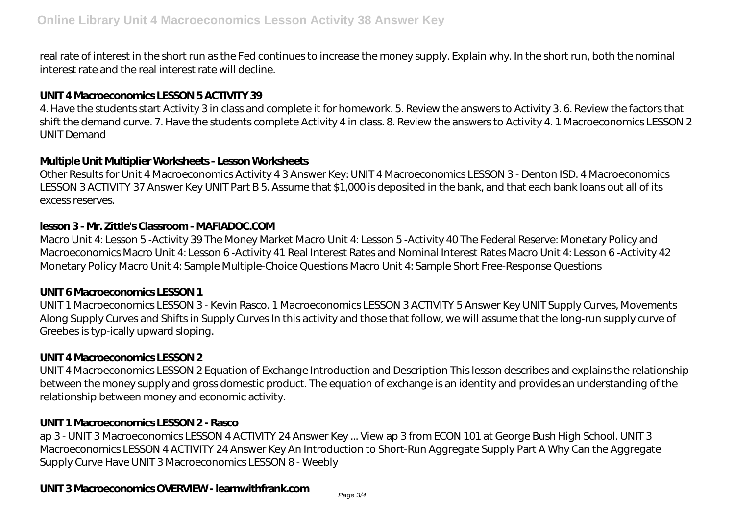real rate of interest in the short run as the Fed continues to increase the money supply. Explain why. In the short run, both the nominal interest rate and the real interest rate will decline.

### UNIT 4 Macroeconomics LESSON 5 ACTIVITY 39

4. Have the students start Activity 3 in class and complete it for homework. 5. Review the answers to Activity 3. 6. Review the factors that shift the demand curve. 7. Have the students complete Activity 4 in class. 8. Review the answers to Activity 4. 1 Macroeconomics LESSON 2 UNIT Demand

### Multiple Unit Multiplier Worksheets - Lesson Worksheets

Other Results for Unit 4 Macroeconomics Activity 4 3 Answer Key: UNIT 4 Macroeconomics LESSON 3 - Denton ISD. 4 Macroeconomics LESSON 3 ACTIVITY 37 Answer Key UNIT Part B 5. Assume that $1,000 is deposited in the bank, and that each bank loans out all of its excess reserves.

### lesson 3 - Mr. Zittle's Classroom - MAFIADOC.COM

Macro Unit 4: Lesson 5 -Activity 39 The Money Market Macro Unit 4: Lesson 5 -Activity 40 The Federal Reserve: Monetary Policy and Macroeconomics Macro Unit 4: Lesson 6 -Activity 41 Real Interest Rates and Nominal Interest Rates Macro Unit 4: Lesson 6 -Activity 42 Monetary Policy Macro Unit 4: Sample Multiple-Choice Questions Macro Unit 4: Sample Short Free-Response Questions

### UNIT 6 Macroeconomics LESSON 1

UNIT 1 Macroeconomics LESSON 3 - Kevin Rasco. 1 Macroeconomics LESSON 3 ACTIVITY 5 Answer Key UNIT Supply Curves, Movements Along Supply Curves and Shifts in Supply Curves In this activity and those that follow, we will assume that the long-run supply curve of Greebes is typ-ically upward sloping.

### UNIT 4 Macroeconomics LESSON 2

UNIT 4 Macroeconomics LESSON 2 Equation of Exchange Introduction and Description This lesson describes and explains the relationship between the money supply and gross domestic product. The equation of exchange is an identity and provides an understanding of the relationship between money and economic activity.

### UNIT 1 Macroeconomics LESSON 2 - Rasco

ap 3 - UNIT 3 Macroeconomics LESSON 4 ACTIVITY 24 Answer Key ... View ap 3 from ECON 101 at George Bush High School. UNIT 3 Macroeconomics LESSON 4 ACTIVITY 24 Answer Key An Introduction to Short-Run Aggregate Supply Part A Why Can the Aggregate Supply Curve Have UNIT 3 Macroeconomics LESSON 8 - Weebly

### UNIT 3 Macroeconomics OVERVIEW - learnwithfrank.com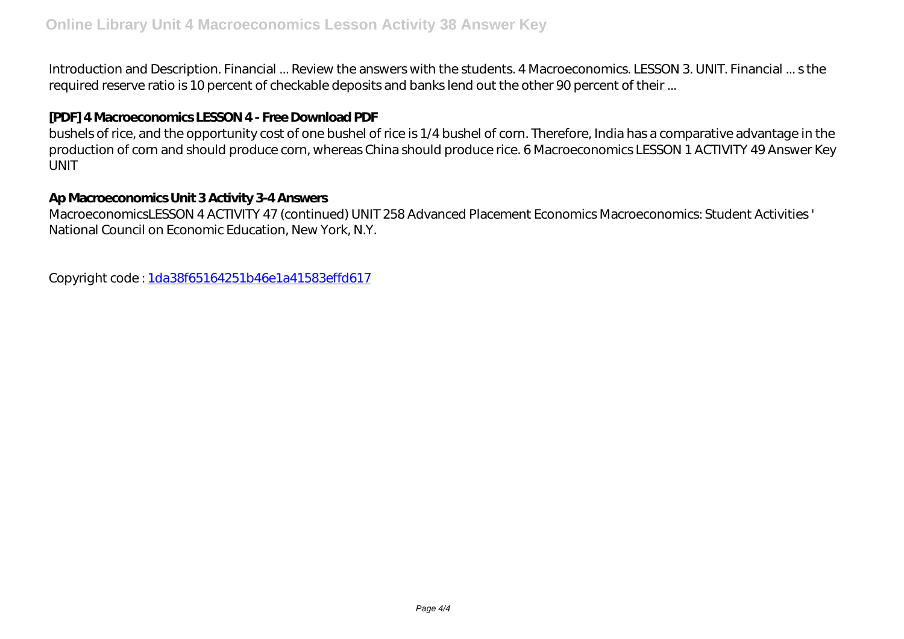Introduction and Description. Financial ... Review the answers with the students. 4 Macroeconomics. LESSON 3. UNIT. Financial ... s the required reserve ratio is 10 percent of checkable deposits and banks lend out the other 90 percent of their ...

**[PDF] 4 Macroeconomics LESSON 4 - Free Download PDF**

bushels of rice, and the opportunity cost of one bushel of rice is 1/4 bushel of corn. Therefore, India has a comparative advantage in the production of corn and should produce corn, whereas China should produce rice. 6 Macroeconomics LESSON 1 ACTIVITY 49 Answer Key UNIT

**Ap Macroeconomics Unit 3 Activity 3-4 Answers**

MacroeconomicsLESSON 4 ACTIVITY 47 (continued) UNIT 258 Advanced Placement Economics Macroeconomics: Student Activities ' National Council on Economic Education, New York, N.Y.

Copyright code : 1da38f65164251b46e1a41583effd617